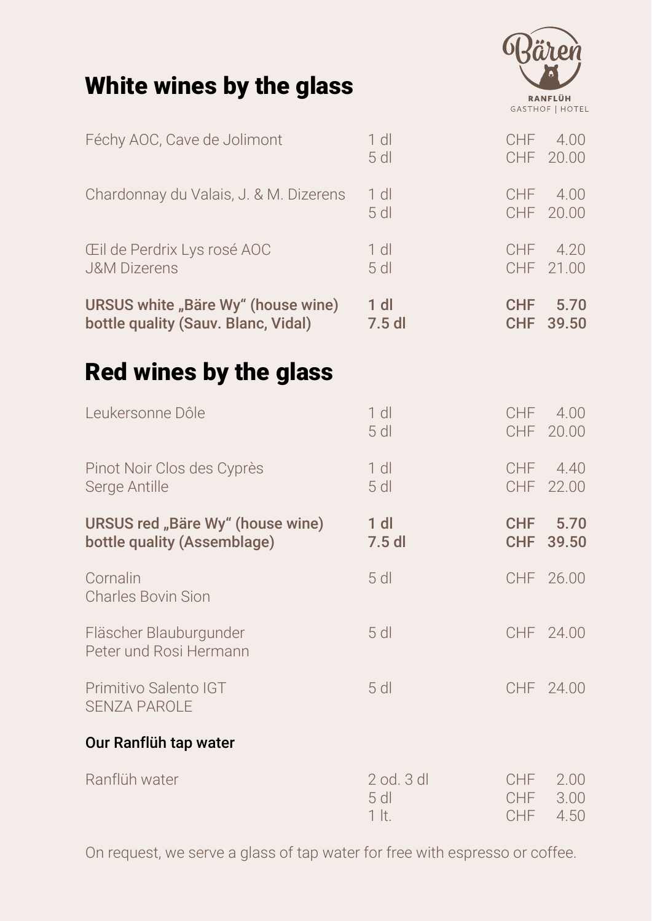Bären

RANFLÜH
GASTHOF | HOTEL

## White wines by the glass

| | | |
|---|---|---|
| Féchy AOC, Cave de Jolimont | 1 dl<br>5 dl | CHF 4.00<br>CHF 20.00 |
| Chardonnay du Valais, J. & M. Dizerens | 1 dl<br>5 dl | CHF 4.00<br>CHF 20.00 |
| Œil de Perdrix Lys rosé AOC<br>J&M Dizerens | 1 dl<br>5 dl | CHF 4.20<br>CHF 21.00 |
| **URSUS white „Bäre Wy" (house wine)<br>bottle quality (Sauv. Blanc, Vidal)** | **1 dl<br>7.5 dl** | **CHF 5.70<br>CHF 39.50** |

## Red wines by the glass

| | | |
|---|---|---|
| Leukersonne Dôle | 1 dl<br>5 dl | CHF 4.00<br>CHF 20.00 |
| Pinot Noir Clos des Cyprès<br>Serge Antille | 1 dl<br>5 dl | CHF 4.40<br>CHF 22.00 |
| **URSUS red „Bäre Wy" (house wine)<br>bottle quality (Assemblage)** | **1 dl<br>7.5 dl** | **CHF 5.70<br>CHF 39.50** |
| Cornalin<br>Charles Bovin Sion | 5 dl | CHF 26.00 |
| Fläscher Blauburgunder<br>Peter und Rosi Hermann | 5 dl | CHF 24.00 |
| Primitivo Salento IGT<br>SENZA PAROLE | 5 dl | CHF 24.00 |

### Our Ranflüh tap water

| | | |
|---|---|---|
| Ranflüh water | 2 od. 3 dl<br>5 dl<br>1 lt. | CHF 2.00<br>CHF 3.00<br>CHF 4.50 |

On request, we serve a glass of tap water for free with espresso or coffee.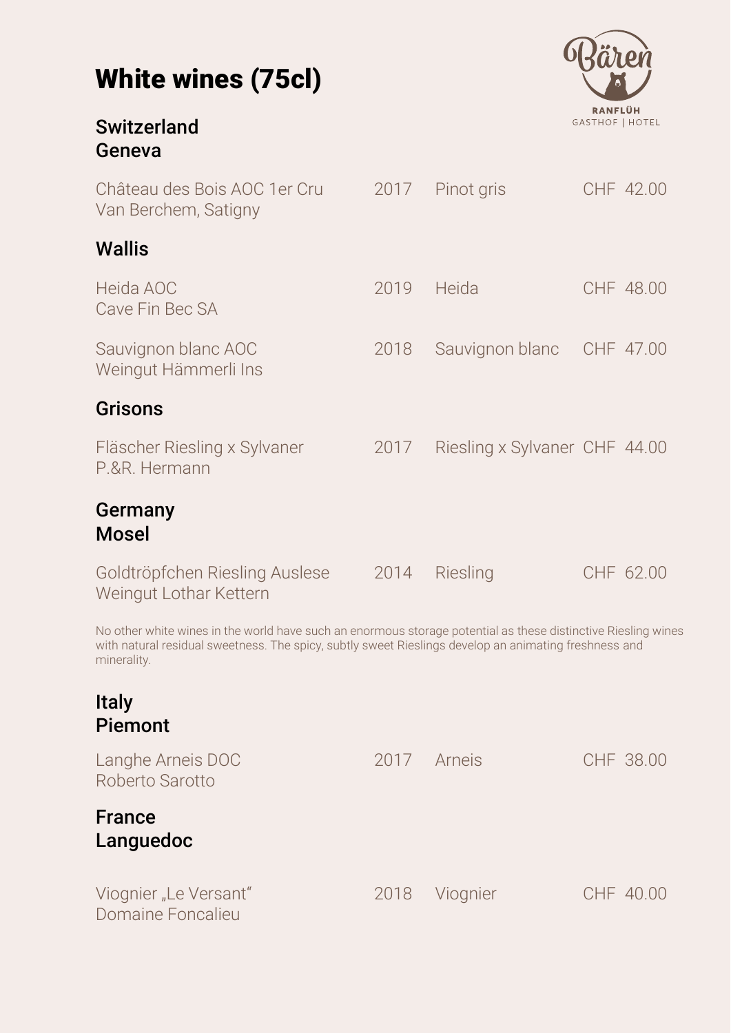# White wines (75cl)

## Switzerland
### Geneva

| Wine | Vintage | Grape | Price |
|---|---|---|---|
| Château des Bois AOC 1er Cru<br>Van Berchem, Satigny | 2017 | Pinot gris | CHF 42.00 |

### Wallis

| Wine | Vintage | Grape | Price |
|---|---|---|---|
| Heida AOC<br>Cave Fin Bec SA | 2019 | Heida | CHF 48.00 |
| Sauvignon blanc AOC<br>Weingut Hämmerli Ins | 2018 | Sauvignon blanc | CHF 47.00 |

### Grisons

| Wine | Vintage | Grape | Price |
|---|---|---|---|
| Fläscher Riesling x Sylvaner<br>P.&R. Hermann | 2017 | Riesling x Sylvaner | CHF 44.00 |

## Germany
### Mosel

| Wine | Vintage | Grape | Price |
|---|---|---|---|
| Goldtröpfchen Riesling Auslese<br>Weingut Lothar Kettern | 2014 | Riesling | CHF 62.00 |

No other white wines in the world have such an enormous storage potential as these distinctive Riesling wines with natural residual sweetness. The spicy, subtly sweet Rieslings develop an animating freshness and minerality.

## Italy
### Piemont

| Wine | Vintage | Grape | Price |
|---|---|---|---|
| Langhe Arneis DOC<br>Roberto Sarotto | 2017 | Arneis | CHF 38.00 |

## France
### Languedoc

| Wine | Vintage | Grape | Price |
|---|---|---|---|
| Viognier „Le Versant“<br>Domaine Foncalieu | 2018 | Viognier | CHF 40.00 |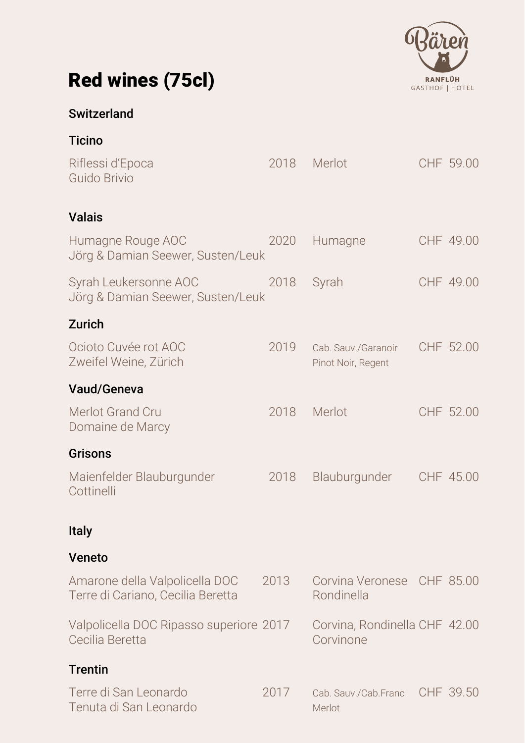# Red wines (75cl)

## Switzerland

### Ticino

| Wine | Vintage | Grape | Price |
|---|---|---|---|
| Riflessi d'Epoca<br>Guido Brivio | 2018 | Merlot | CHF 59.00 |

### Valais

| Wine | Vintage | Grape | Price |
|---|---|---|---|
| Humagne Rouge AOC<br>Jörg & Damian Seewer, Susten/Leuk | 2020 | Humagne | CHF 49.00 |
| Syrah Leukersonne AOC<br>Jörg & Damian Seewer, Susten/Leuk | 2018 | Syrah | CHF 49.00 |

### Zurich

| Wine | Vintage | Grape | Price |
|---|---|---|---|
| Ocioto Cuvée rot AOC<br>Zweifel Weine, Zürich | 2019 | Cab. Sauv./Garanoir<br>Pinot Noir, Regent | CHF 52.00 |

### Vaud/Geneva

| Wine | Vintage | Grape | Price |
|---|---|---|---|
| Merlot Grand Cru<br>Domaine de Marcy | 2018 | Merlot | CHF 52.00 |

### Grisons

| Wine | Vintage | Grape | Price |
|---|---|---|---|
| Maienfelder Blauburgunder<br>Cottinelli | 2018 | Blauburgunder | CHF 45.00 |

## Italy

### Veneto

| Wine | Vintage | Grape | Price |
|---|---|---|---|
| Amarone della Valpolicella DOC<br>Terre di Cariano, Cecilia Beretta | 2013 | Corvina Veronese<br>Rondinella | CHF 85.00 |
| Valpolicella DOC Ripasso superiore<br>Cecilia Beretta | 2017 | Corvina, Rondinella<br>Corvinone | CHF 42.00 |

### Trentin

| Wine | Vintage | Grape | Price |
|---|---|---|---|
| Terre di San Leonardo<br>Tenuta di San Leonardo | 2017 | Cab. Sauv./Cab.Franc<br>Merlot | CHF 39.50 |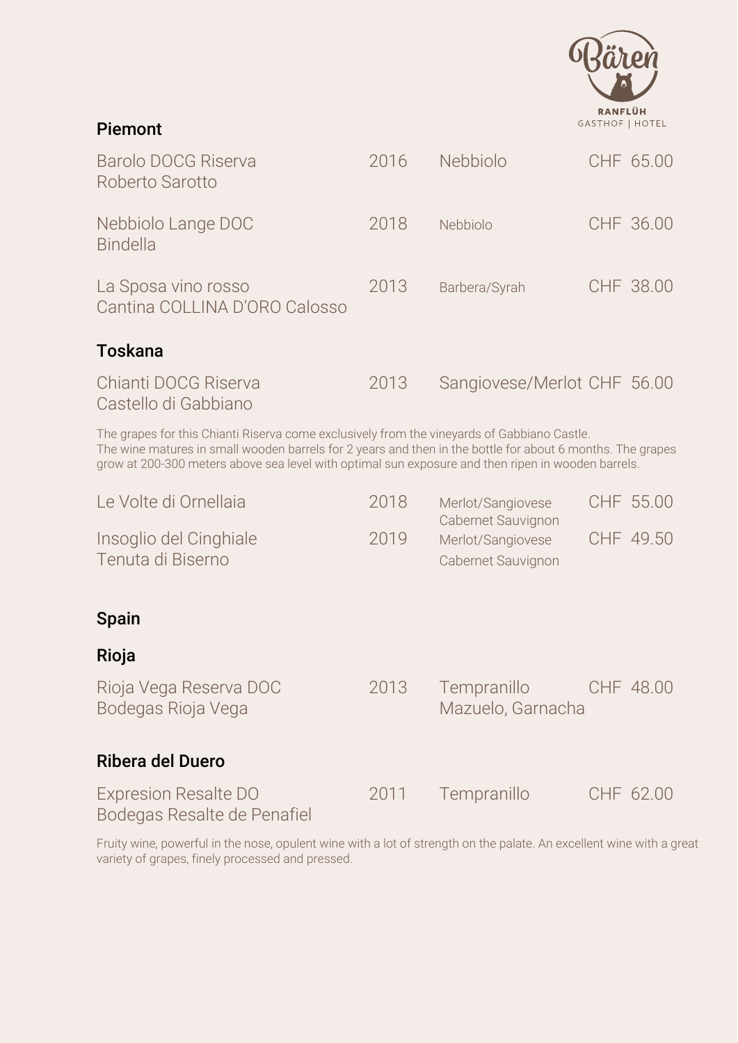## Piemont

| | | | |
|---|---|---|---|
| Barolo DOCG Riserva<br>Roberto Sarotto | 2016 | Nebbiolo | CHF 65.00 |
| Nebbiolo Lange DOC<br>Bindella | 2018 | Nebbiolo | CHF 36.00 |
| La Sposa vino rosso<br>Cantina COLLINA D'ORO Calosso | 2013 | Barbera/Syrah | CHF 38.00 |

## Toskana

| | | | |
|---|---|---|---|
| Chianti DOCG Riserva<br>Castello di Gabbiano | 2013 | Sangiovese/Merlot | CHF 56.00 |

The grapes for this Chianti Riserva come exclusively from the vineyards of Gabbiano Castle. The wine matures in small wooden barrels for 2 years and then in the bottle for about 6 months. The grapes grow at 200-300 meters above sea level with optimal sun exposure and then ripen in wooden barrels.

| | | | |
|---|---|---|---|
| Le Volte di Ornellaia | 2018 | Merlot/Sangiovese<br>Cabernet Sauvignon | CHF 55.00 |
| Insoglio del Cinghiale<br>Tenuta di Biserno | 2019 | Merlot/Sangiovese<br>Cabernet Sauvignon | CHF 49.50 |

## Spain

### Rioja

| | | | |
|---|---|---|---|
| Rioja Vega Reserva DOC<br>Bodegas Rioja Vega | 2013 | Tempranillo<br>Mazuelo, Garnacha | CHF 48.00 |

### Ribera del Duero

| | | | |
|---|---|---|---|
| Expresion Resalte DO<br>Bodegas Resalte de Penafiel | 2011 | Tempranillo | CHF 62.00 |

Fruity wine, powerful in the nose, opulent wine with a lot of strength on the palate. An excellent wine with a great variety of grapes, finely processed and pressed.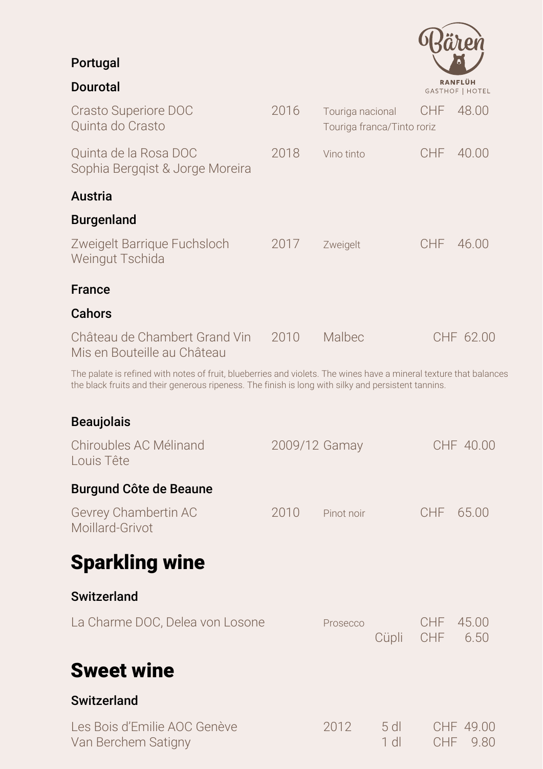Bären
RANFLÜH
GASTHOF | HOTEL

## Portugal

### Dourotal

| | | | |
|---|---|---|---|
| Crasto Superiore DOC<br>Quinta do Crasto | 2016 | Touriga nacional<br>Touriga franca/Tinto roriz | CHF 48.00 |
| Quinta de la Rosa DOC<br>Sophia Bergqist & Jorge Moreira | 2018 | Vino tinto | CHF 40.00 |

## Austria

### Burgenland

| | | | |
|---|---|---|---|
| Zweigelt Barrique Fuchsloch<br>Weingut Tschida | 2017 | Zweigelt | CHF 46.00 |

## France

### Cahors

| | | | |
|---|---|---|---|
| Château de Chambert Grand Vin<br>Mis en Bouteille au Château | 2010 | Malbec | CHF 62.00 |

The palate is refined with notes of fruit, blueberries and violets. The wines have a mineral texture that balances the black fruits and their generous ripeness. The finish is long with silky and persistent tannins.

### Beaujolais

| | | | |
|---|---|---|---|
| Chiroubles AC Mélinand<br>Louis Tête | 2009/12 | Gamay | CHF 40.00 |

### Burgund Côte de Beaune

| | | | |
|---|---|---|---|
| Gevrey Chambertin AC<br>Moillard-Grivot | 2010 | Pinot noir | CHF 65.00 |

# Sparkling wine

## Switzerland

| | | | |
|---|---|---|---|
| La Charme DOC, Delea von Losone | Prosecco | | CHF 45.00 |
| | | Cüpli | CHF 6.50 |

# Sweet wine

## Switzerland

| | | | |
|---|---|---|---|
| Les Bois d'Emilie AOC Genève<br>Van Berchem Satigny | 2012 | 5 dl | CHF 49.00 |
| | | 1 dl | CHF 9.80 |